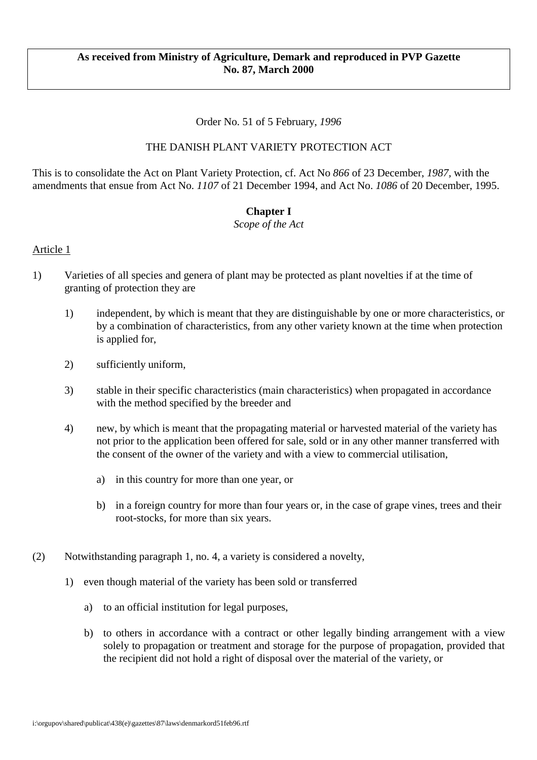**As received from Ministry of Agriculture, Demark and reproduced in PVP Gazette No. 87, March 2000**

Order No. 51 of 5 February, *1996*

THE DANISH PLANT VARIETY PROTECTION ACT

This is to consolidate the Act on Plant Variety Protection, cf. Act No *866* of 23 December, *1987*, with the amendments that ensue from Act No. *1107* of 21 December 1994, and Act No. *1086* of 20 December, 1995.

## Chapter I

*Scope of the Act*

Article 1

1) Varieties of all species and genera of plant may be protected as plant novelties if at the time of granting of protection they are

   1) independent, by which is meant that they are distinguishable by one or more characteristics, or by a combination of characteristics, from any other variety known at the time when protection is applied for,

   2) sufficiently uniform,

   3) stable in their specific characteristics (main characteristics) when propagated in accordance with the method specified by the breeder and

   4) new, by which is meant that the propagating material or harvested material of the variety has not prior to the application been offered for sale, sold or in any other manner transferred with the consent of the owner of the variety and with a view to commercial utilisation,

      a) in this country for more than one year, or

      b) in a foreign country for more than four years or, in the case of grape vines, trees and their root-stocks, for more than six years.

(2) Notwithstanding paragraph 1, no. 4, a variety is considered a novelty,

   1) even though material of the variety has been sold or transferred

      a) to an official institution for legal purposes,

      b) to others in accordance with a contract or other legally binding arrangement with a view solely to propagation or treatment and storage for the purpose of propagation, provided that the recipient did not hold a right of disposal over the material of the variety, or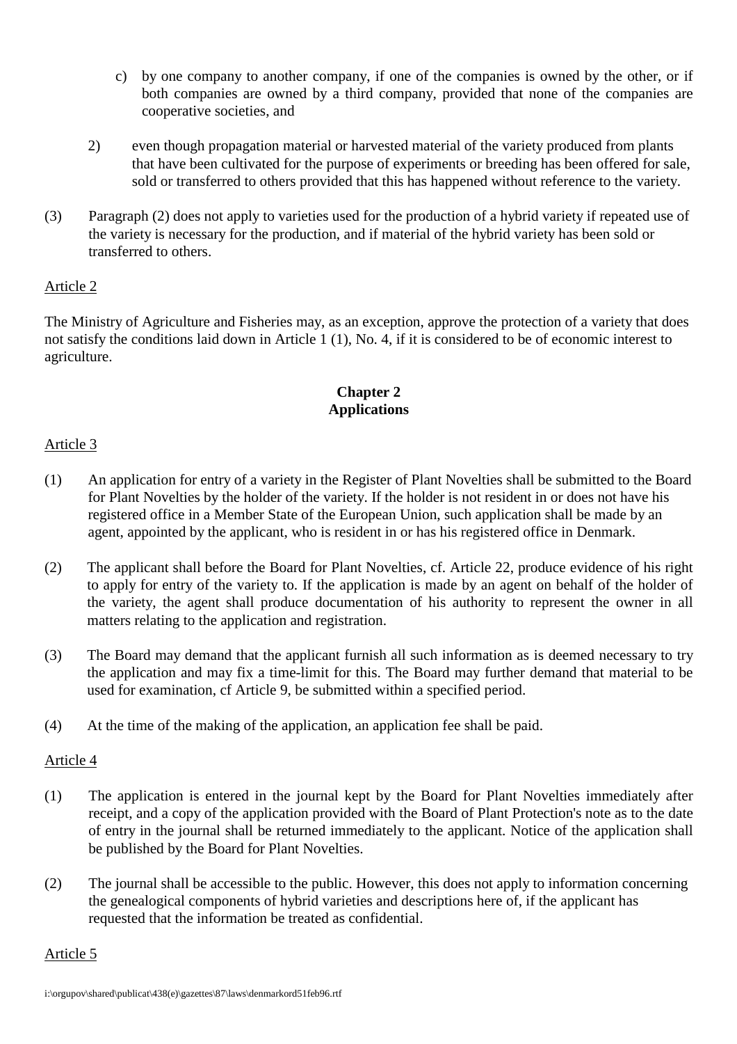c) by one company to another company, if one of the companies is owned by the other, or if both companies are owned by a third company, provided that none of the companies are cooperative societies, and

2) even though propagation material or harvested material of the variety produced from plants that have been cultivated for the purpose of experiments or breeding has been offered for sale, sold or transferred to others provided that this has happened without reference to the variety.

(3) Paragraph (2) does not apply to varieties used for the production of a hybrid variety if repeated use of the variety is necessary for the production, and if material of the hybrid variety has been sold or transferred to others.

Article 2

The Ministry of Agriculture and Fisheries may, as an exception, approve the protection of a variety that does not satisfy the conditions laid down in Article 1 (1), No. 4, if it is considered to be of economic interest to agriculture.

## Chapter 2
## Applications

Article 3

(1) An application for entry of a variety in the Register of Plant Novelties shall be submitted to the Board for Plant Novelties by the holder of the variety. If the holder is not resident in or does not have his registered office in a Member State of the European Union, such application shall be made by an agent, appointed by the applicant, who is resident in or has his registered office in Denmark.

(2) The applicant shall before the Board for Plant Novelties, cf. Article 22, produce evidence of his right to apply for entry of the variety to. If the application is made by an agent on behalf of the holder of the variety, the agent shall produce documentation of his authority to represent the owner in all matters relating to the application and registration.

(3) The Board may demand that the applicant furnish all such information as is deemed necessary to try the application and may fix a time-limit for this. The Board may further demand that material to be used for examination, cf Article 9, be submitted within a specified period.

(4) At the time of the making of the application, an application fee shall be paid.

Article 4

(1) The application is entered in the journal kept by the Board for Plant Novelties immediately after receipt, and a copy of the application provided with the Board of Plant Protection's note as to the date of entry in the journal shall be returned immediately to the applicant. Notice of the application shall be published by the Board for Plant Novelties.

(2) The journal shall be accessible to the public. However, this does not apply to information concerning the genealogical components of hybrid varieties and descriptions here of, if the applicant has requested that the information be treated as confidential.

Article 5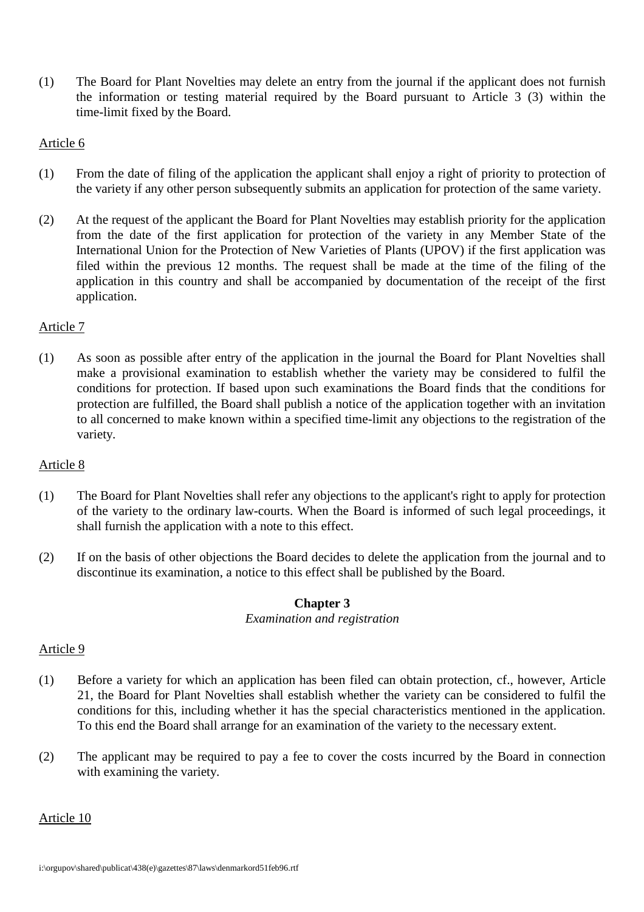(1) The Board for Plant Novelties may delete an entry from the journal if the applicant does not furnish the information or testing material required by the Board pursuant to Article 3 (3) within the time-limit fixed by the Board.

Article 6

(1) From the date of filing of the application the applicant shall enjoy a right of priority to protection of the variety if any other person subsequently submits an application for protection of the same variety.

(2) At the request of the applicant the Board for Plant Novelties may establish priority for the application from the date of the first application for protection of the variety in any Member State of the International Union for the Protection of New Varieties of Plants (UPOV) if the first application was filed within the previous 12 months. The request shall be made at the time of the filing of the application in this country and shall be accompanied by documentation of the receipt of the first application.

Article 7

(1) As soon as possible after entry of the application in the journal the Board for Plant Novelties shall make a provisional examination to establish whether the variety may be considered to fulfil the conditions for protection. If based upon such examinations the Board finds that the conditions for protection are fulfilled, the Board shall publish a notice of the application together with an invitation to all concerned to make known within a specified time-limit any objections to the registration of the variety.

Article 8

(1) The Board for Plant Novelties shall refer any objections to the applicant's right to apply for protection of the variety to the ordinary law-courts. When the Board is informed of such legal proceedings, it shall furnish the application with a note to this effect.

(2) If on the basis of other objections the Board decides to delete the application from the journal and to discontinue its examination, a notice to this effect shall be published by the Board.

## Chapter 3

*Examination and registration*

Article 9

(1) Before a variety for which an application has been filed can obtain protection, cf., however, Article 21, the Board for Plant Novelties shall establish whether the variety can be considered to fulfil the conditions for this, including whether it has the special characteristics mentioned in the application. To this end the Board shall arrange for an examination of the variety to the necessary extent.

(2) The applicant may be required to pay a fee to cover the costs incurred by the Board in connection with examining the variety.

Article 10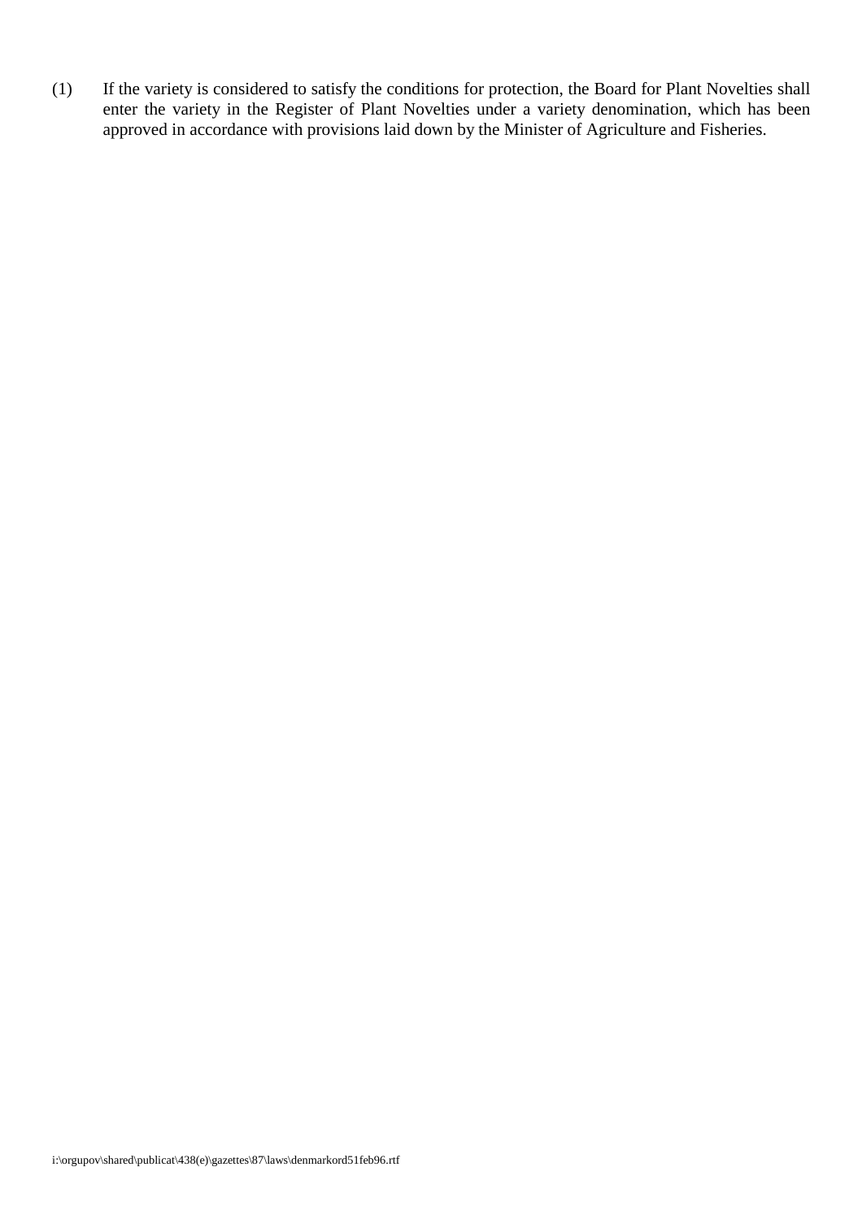(1) If the variety is considered to satisfy the conditions for protection, the Board for Plant Novelties shall enter the variety in the Register of Plant Novelties under a variety denomination, which has been approved in accordance with provisions laid down by the Minister of Agriculture and Fisheries.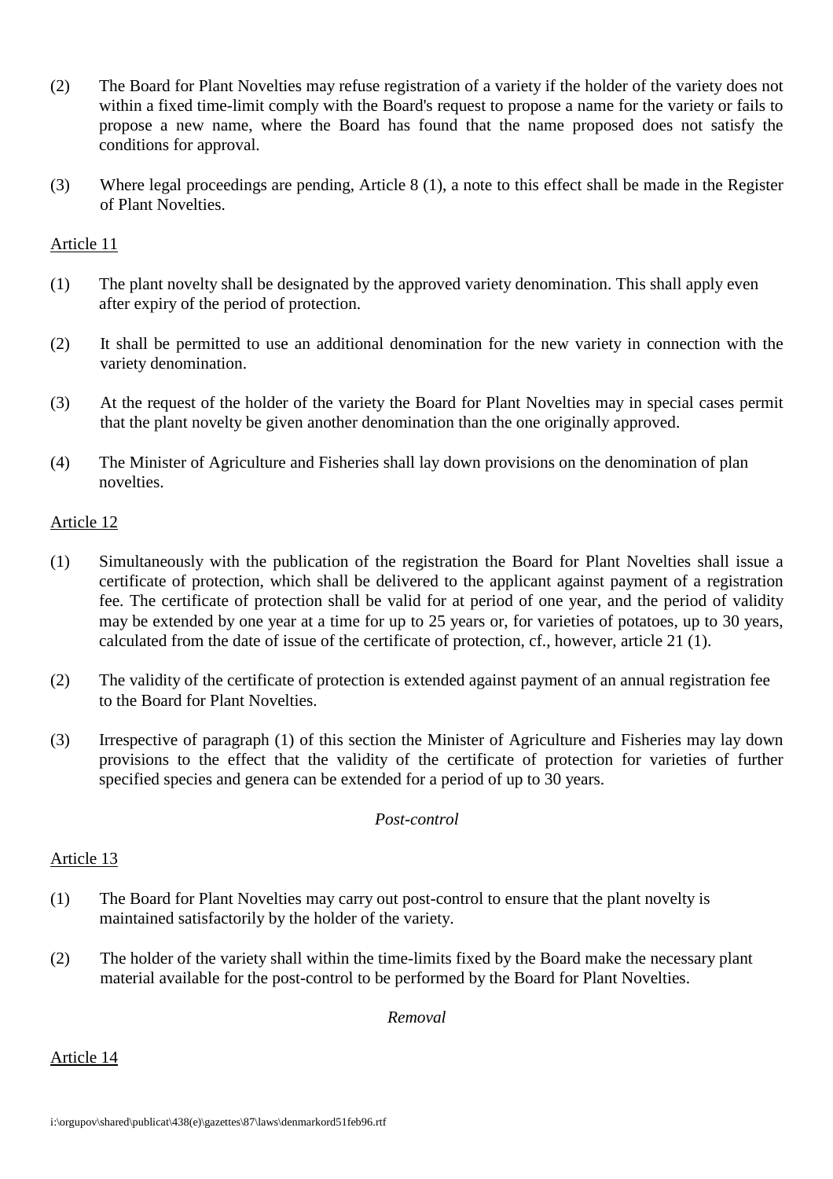(2) The Board for Plant Novelties may refuse registration of a variety if the holder of the variety does not within a fixed time-limit comply with the Board's request to propose a name for the variety or fails to propose a new name, where the Board has found that the name proposed does not satisfy the conditions for approval.

(3) Where legal proceedings are pending, Article 8 (1), a note to this effect shall be made in the Register of Plant Novelties.

Article 11

(1) The plant novelty shall be designated by the approved variety denomination. This shall apply even after expiry of the period of protection.

(2) It shall be permitted to use an additional denomination for the new variety in connection with the variety denomination.

(3) At the request of the holder of the variety the Board for Plant Novelties may in special cases permit that the plant novelty be given another denomination than the one originally approved.

(4) The Minister of Agriculture and Fisheries shall lay down provisions on the denomination of plan novelties.

Article 12

(1) Simultaneously with the publication of the registration the Board for Plant Novelties shall issue a certificate of protection, which shall be delivered to the applicant against payment of a registration fee. The certificate of protection shall be valid for at period of one year, and the period of validity may be extended by one year at a time for up to 25 years or, for varieties of potatoes, up to 30 years, calculated from the date of issue of the certificate of protection, cf., however, article 21 (1).

(2) The validity of the certificate of protection is extended against payment of an annual registration fee to the Board for Plant Novelties.

(3) Irrespective of paragraph (1) of this section the Minister of Agriculture and Fisheries may lay down provisions to the effect that the validity of the certificate of protection for varieties of further specified species and genera can be extended for a period of up to 30 years.

*Post-control*

Article 13

(1) The Board for Plant Novelties may carry out post-control to ensure that the plant novelty is maintained satisfactorily by the holder of the variety.

(2) The holder of the variety shall within the time-limits fixed by the Board make the necessary plant material available for the post-control to be performed by the Board for Plant Novelties.

*Removal*

Article 14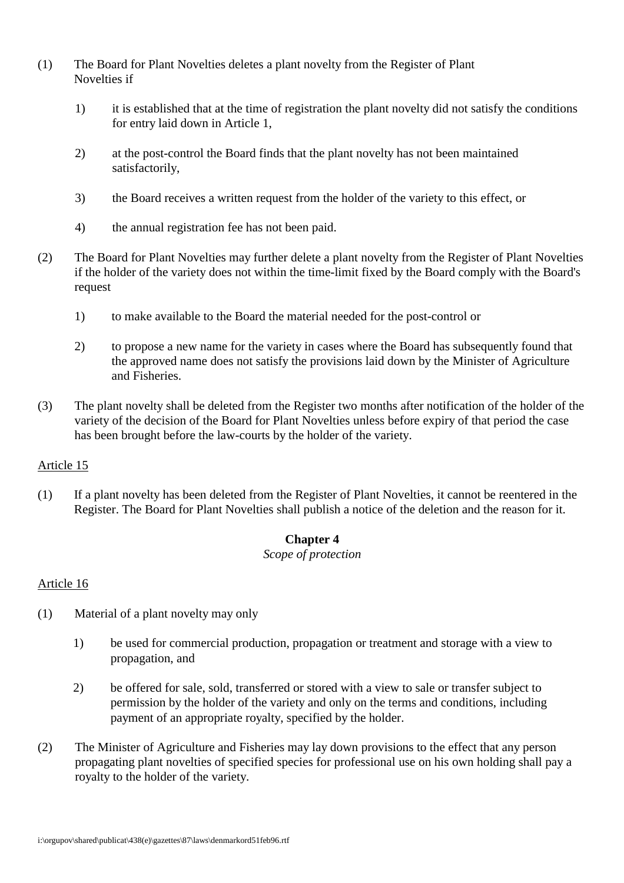(1) The Board for Plant Novelties deletes a plant novelty from the Register of Plant Novelties if

1) it is established that at the time of registration the plant novelty did not satisfy the conditions for entry laid down in Article 1,

2) at the post-control the Board finds that the plant novelty has not been maintained satisfactorily,

3) the Board receives a written request from the holder of the variety to this effect, or

4) the annual registration fee has not been paid.

(2) The Board for Plant Novelties may further delete a plant novelty from the Register of Plant Novelties if the holder of the variety does not within the time-limit fixed by the Board comply with the Board's request

1) to make available to the Board the material needed for the post-control or

2) to propose a new name for the variety in cases where the Board has subsequently found that the approved name does not satisfy the provisions laid down by the Minister of Agriculture and Fisheries.

(3) The plant novelty shall be deleted from the Register two months after notification of the holder of the variety of the decision of the Board for Plant Novelties unless before expiry of that period the case has been brought before the law-courts by the holder of the variety.

Article 15

(1) If a plant novelty has been deleted from the Register of Plant Novelties, it cannot be reentered in the Register. The Board for Plant Novelties shall publish a notice of the deletion and the reason for it.

## Chapter 4

*Scope of protection*

Article 16

(1) Material of a plant novelty may only

1) be used for commercial production, propagation or treatment and storage with a view to propagation, and

2) be offered for sale, sold, transferred or stored with a view to sale or transfer subject to permission by the holder of the variety and only on the terms and conditions, including payment of an appropriate royalty, specified by the holder.

(2) The Minister of Agriculture and Fisheries may lay down provisions to the effect that any person propagating plant novelties of specified species for professional use on his own holding shall pay a royalty to the holder of the variety.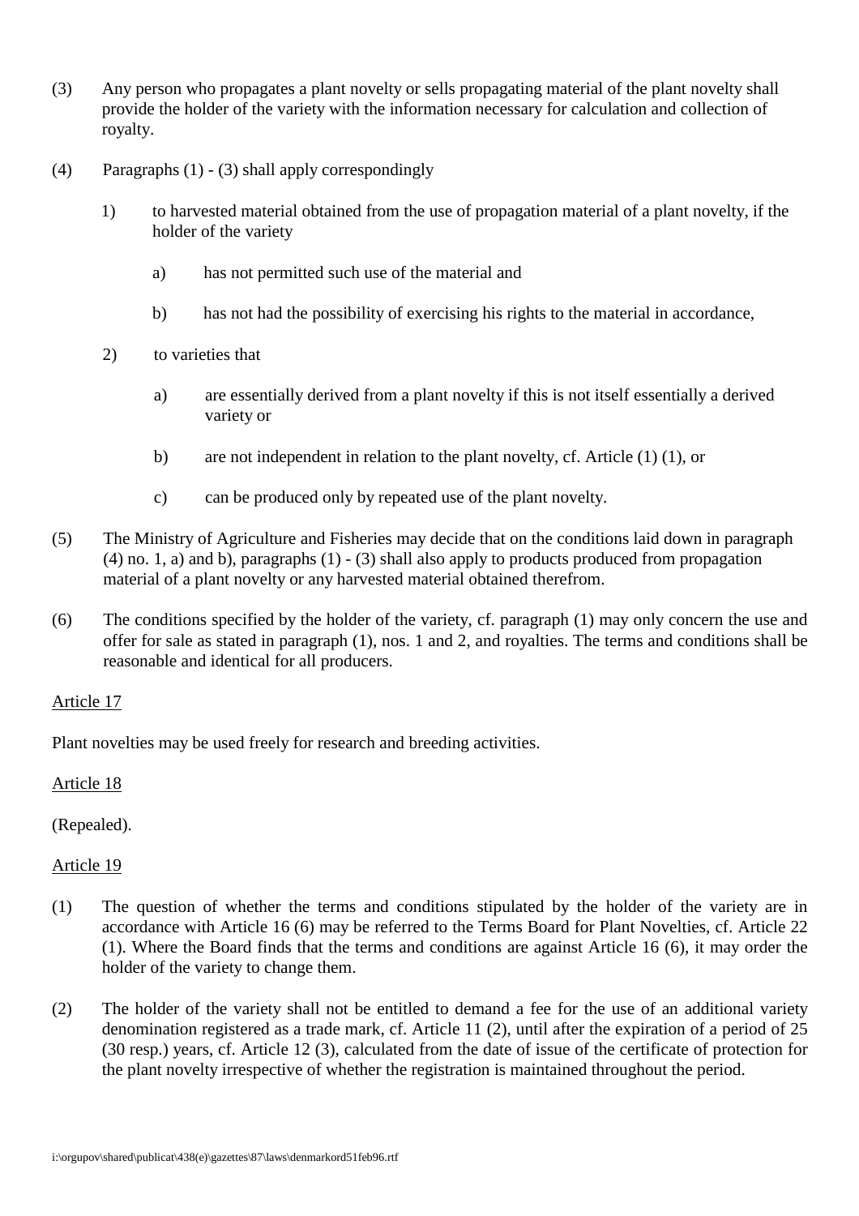(3) Any person who propagates a plant novelty or sells propagating material of the plant novelty shall provide the holder of the variety with the information necessary for calculation and collection of royalty.

(4) Paragraphs (1) - (3) shall apply correspondingly

1) to harvested material obtained from the use of propagation material of a plant novelty, if the holder of the variety

   a) has not permitted such use of the material and

   b) has not had the possibility of exercising his rights to the material in accordance,

2) to varieties that

   a) are essentially derived from a plant novelty if this is not itself essentially a derived variety or

   b) are not independent in relation to the plant novelty, cf. Article (1) (1), or

   c) can be produced only by repeated use of the plant novelty.

(5) The Ministry of Agriculture and Fisheries may decide that on the conditions laid down in paragraph (4) no. 1, a) and b), paragraphs (1) - (3) shall also apply to products produced from propagation material of a plant novelty or any harvested material obtained therefrom.

(6) The conditions specified by the holder of the variety, cf. paragraph (1) may only concern the use and offer for sale as stated in paragraph (1), nos. 1 and 2, and royalties. The terms and conditions shall be reasonable and identical for all producers.

Article 17

Plant novelties may be used freely for research and breeding activities.

Article 18

(Repealed).

Article 19

(1) The question of whether the terms and conditions stipulated by the holder of the variety are in accordance with Article 16 (6) may be referred to the Terms Board for Plant Novelties, cf. Article 22 (1). Where the Board finds that the terms and conditions are against Article 16 (6), it may order the holder of the variety to change them.

(2) The holder of the variety shall not be entitled to demand a fee for the use of an additional variety denomination registered as a trade mark, cf. Article 11 (2), until after the expiration of a period of 25 (30 resp.) years, cf. Article 12 (3), calculated from the date of issue of the certificate of protection for the plant novelty irrespective of whether the registration is maintained throughout the period.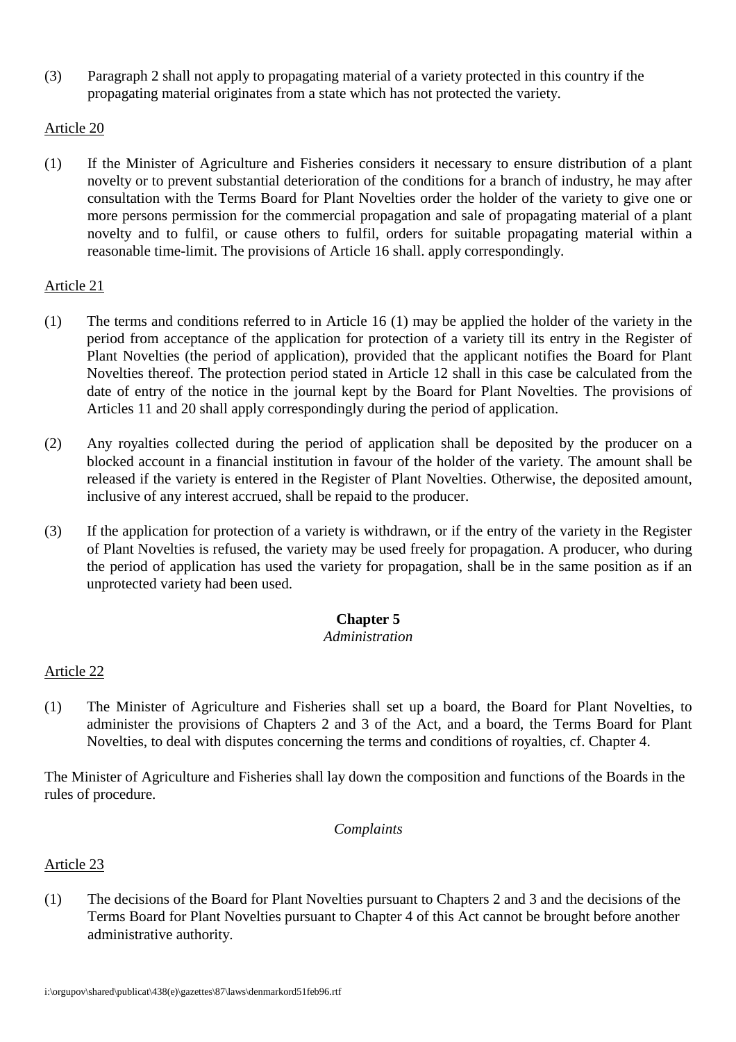(3) Paragraph 2 shall not apply to propagating material of a variety protected in this country if the propagating material originates from a state which has not protected the variety.

Article 20

(1) If the Minister of Agriculture and Fisheries considers it necessary to ensure distribution of a plant novelty or to prevent substantial deterioration of the conditions for a branch of industry, he may after consultation with the Terms Board for Plant Novelties order the holder of the variety to give one or more persons permission for the commercial propagation and sale of propagating material of a plant novelty and to fulfil, or cause others to fulfil, orders for suitable propagating material within a reasonable time-limit. The provisions of Article 16 shall. apply correspondingly.

Article 21

(1) The terms and conditions referred to in Article 16 (1) may be applied the holder of the variety in the period from acceptance of the application for protection of a variety till its entry in the Register of Plant Novelties (the period of application), provided that the applicant notifies the Board for Plant Novelties thereof. The protection period stated in Article 12 shall in this case be calculated from the date of entry of the notice in the journal kept by the Board for Plant Novelties. The provisions of Articles 11 and 20 shall apply correspondingly during the period of application.

(2) Any royalties collected during the period of application shall be deposited by the producer on a blocked account in a financial institution in favour of the holder of the variety. The amount shall be released if the variety is entered in the Register of Plant Novelties. Otherwise, the deposited amount, inclusive of any interest accrued, shall be repaid to the producer.

(3) If the application for protection of a variety is withdrawn, or if the entry of the variety in the Register of Plant Novelties is refused, the variety may be used freely for propagation. A producer, who during the period of application has used the variety for propagation, shall be in the same position as if an unprotected variety had been used.

## Chapter 5
*Administration*

Article 22

(1) The Minister of Agriculture and Fisheries shall set up a board, the Board for Plant Novelties, to administer the provisions of Chapters 2 and 3 of the Act, and a board, the Terms Board for Plant Novelties, to deal with disputes concerning the terms and conditions of royalties, cf. Chapter 4.

The Minister of Agriculture and Fisheries shall lay down the composition and functions of the Boards in the rules of procedure.

*Complaints*

Article 23

(1) The decisions of the Board for Plant Novelties pursuant to Chapters 2 and 3 and the decisions of the Terms Board for Plant Novelties pursuant to Chapter 4 of this Act cannot be brought before another administrative authority.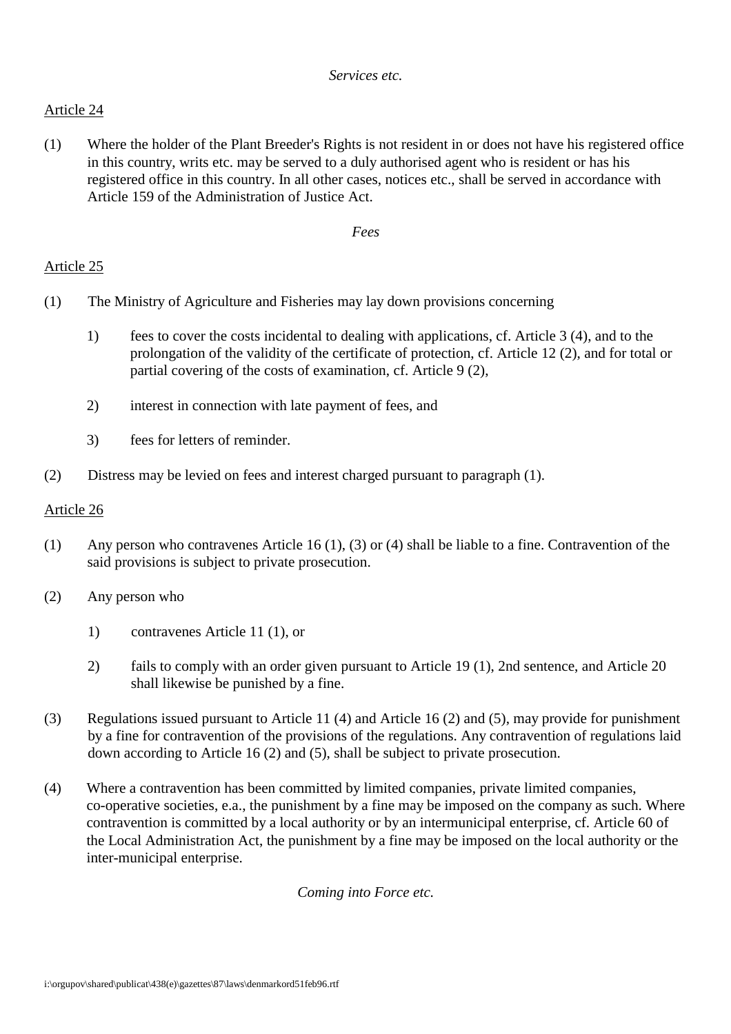*Services etc.*

Article 24

(1) Where the holder of the Plant Breeder's Rights is not resident in or does not have his registered office in this country, writs etc. may be served to a duly authorised agent who is resident or has his registered office in this country. In all other cases, notices etc., shall be served in accordance with Article 159 of the Administration of Justice Act.

*Fees*

Article 25

(1) The Ministry of Agriculture and Fisheries may lay down provisions concerning

1) fees to cover the costs incidental to dealing with applications, cf. Article 3 (4), and to the prolongation of the validity of the certificate of protection, cf. Article 12 (2), and for total or partial covering of the costs of examination, cf. Article 9 (2),

2) interest in connection with late payment of fees, and

3) fees for letters of reminder.

(2) Distress may be levied on fees and interest charged pursuant to paragraph (1).

Article 26

(1) Any person who contravenes Article 16 (1), (3) or (4) shall be liable to a fine. Contravention of the said provisions is subject to private prosecution.

(2) Any person who

1) contravenes Article 11 (1), or

2) fails to comply with an order given pursuant to Article 19 (1), 2nd sentence, and Article 20 shall likewise be punished by a fine.

(3) Regulations issued pursuant to Article 11 (4) and Article 16 (2) and (5), may provide for punishment by a fine for contravention of the provisions of the regulations. Any contravention of regulations laid down according to Article 16 (2) and (5), shall be subject to private prosecution.

(4) Where a contravention has been committed by limited companies, private limited companies, co-operative societies, e.a., the punishment by a fine may be imposed on the company as such. Where contravention is committed by a local authority or by an intermunicipal enterprise, cf. Article 60 of the Local Administration Act, the punishment by a fine may be imposed on the local authority or the inter-municipal enterprise.

*Coming into Force etc.*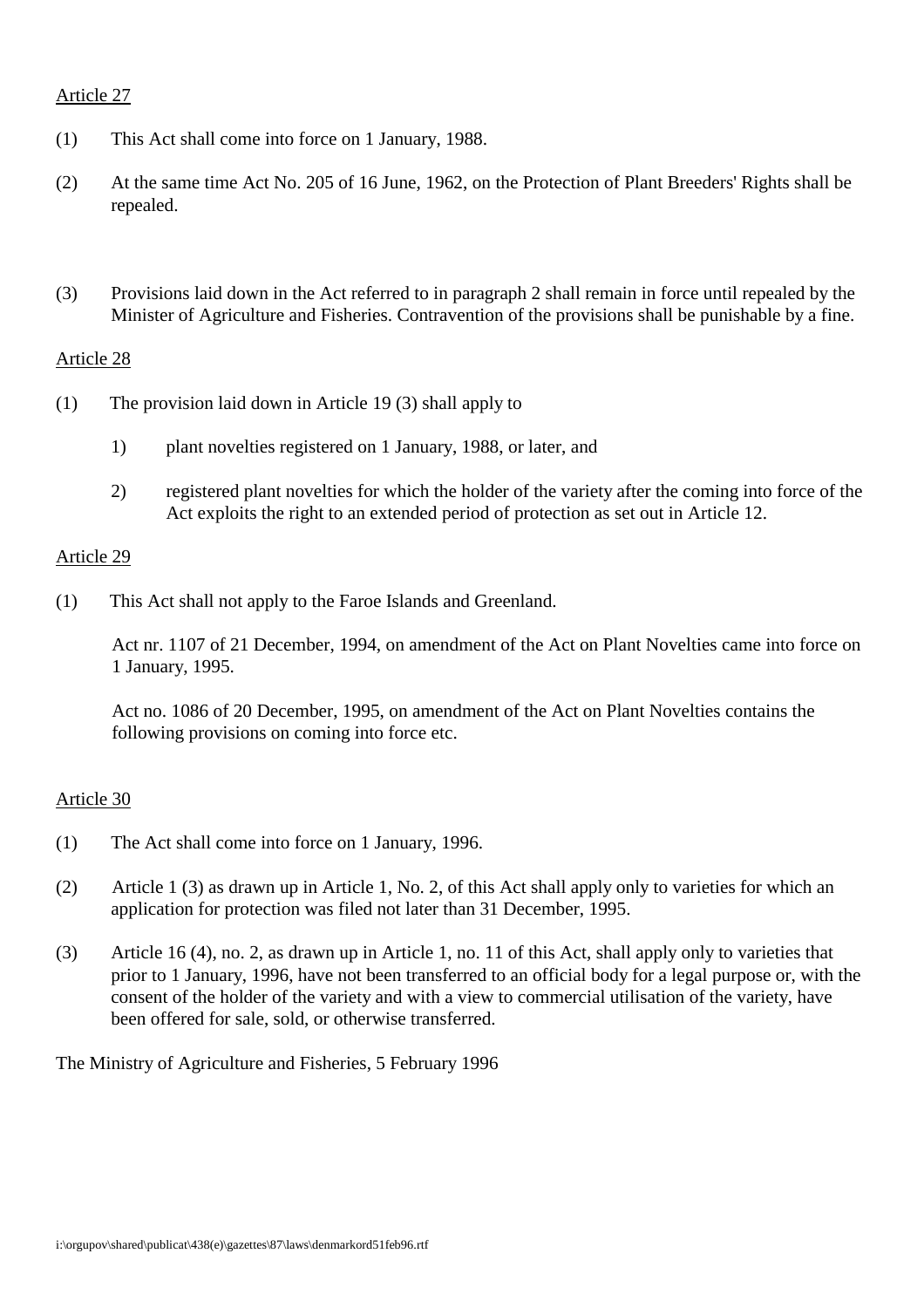Article 27

(1) This Act shall come into force on 1 January, 1988.

(2) At the same time Act No. 205 of 16 June, 1962, on the Protection of Plant Breeders' Rights shall be repealed.

(3) Provisions laid down in the Act referred to in paragraph 2 shall remain in force until repealed by the Minister of Agriculture and Fisheries. Contravention of the provisions shall be punishable by a fine.

Article 28

(1) The provision laid down in Article 19 (3) shall apply to

1) plant novelties registered on 1 January, 1988, or later, and

2) registered plant novelties for which the holder of the variety after the coming into force of the Act exploits the right to an extended period of protection as set out in Article 12.

Article 29

(1) This Act shall not apply to the Faroe Islands and Greenland.

Act nr. 1107 of 21 December, 1994, on amendment of the Act on Plant Novelties came into force on 1 January, 1995.

Act no. 1086 of 20 December, 1995, on amendment of the Act on Plant Novelties contains the following provisions on coming into force etc.

Article 30

(1) The Act shall come into force on 1 January, 1996.

(2) Article 1 (3) as drawn up in Article 1, No. 2, of this Act shall apply only to varieties for which an application for protection was filed not later than 31 December, 1995.

(3) Article 16 (4), no. 2, as drawn up in Article 1, no. 11 of this Act, shall apply only to varieties that prior to 1 January, 1996, have not been transferred to an official body for a legal purpose or, with the consent of the holder of the variety and with a view to commercial utilisation of the variety, have been offered for sale, sold, or otherwise transferred.

The Ministry of Agriculture and Fisheries, 5 February 1996